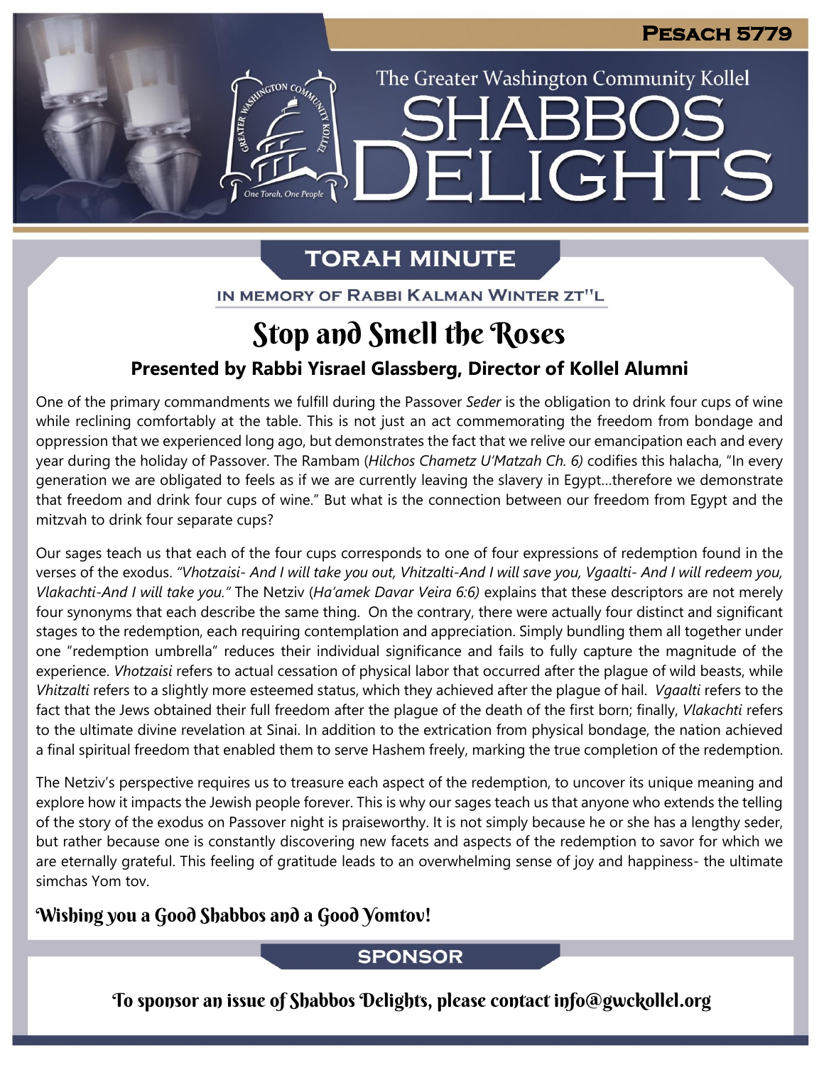Pesach 5779

The Greater Washington Community Kollel

# SHABBOS DELIGHTS

## TORAH MINUTE

IN MEMORY OF RABBI KALMAN WINTER ZT"L

# Stop and Smell the Roses

### Presented by Rabbi Yisrael Glassberg, Director of Kollel Alumni

One of the primary commandments we fulfill during the Passover *Seder* is the obligation to drink four cups of wine while reclining comfortably at the table. This is not just an act commemorating the freedom from bondage and oppression that we experienced long ago, but demonstrates the fact that we relive our emancipation each and every year during the holiday of Passover. The Rambam (*Hilchos Chametz U'Matzah Ch. 6)* codifies this halacha, "In every generation we are obligated to feels as if we are currently leaving the slavery in Egypt…therefore we demonstrate that freedom and drink four cups of wine." But what is the connection between our freedom from Egypt and the mitzvah to drink four separate cups?

Our sages teach us that each of the four cups corresponds to one of four expressions of redemption found in the verses of the exodus. *"Vhotzaisi- And I will take you out, Vhitzalti-And I will save you, Vgaalti- And I will redeem you, Vlakachti-And I will take you."* The Netziv (*Ha'amek Davar Veira 6:6)* explains that these descriptors are not merely four synonyms that each describe the same thing. On the contrary, there were actually four distinct and significant stages to the redemption, each requiring contemplation and appreciation. Simply bundling them all together under one "redemption umbrella" reduces their individual significance and fails to fully capture the magnitude of the experience. *Vhotzaisi* refers to actual cessation of physical labor that occurred after the plague of wild beasts, while *Vhitzalti* refers to a slightly more esteemed status, which they achieved after the plague of hail. *Vgaalti* refers to the fact that the Jews obtained their full freedom after the plague of the death of the first born; finally, *Vlakachti* refers to the ultimate divine revelation at Sinai. In addition to the extrication from physical bondage, the nation achieved a final spiritual freedom that enabled them to serve Hashem freely, marking the true completion of the redemption.

The Netziv's perspective requires us to treasure each aspect of the redemption, to uncover its unique meaning and explore how it impacts the Jewish people forever. This is why our sages teach us that anyone who extends the telling of the story of the exodus on Passover night is praiseworthy. It is not simply because he or she has a lengthy seder, but rather because one is constantly discovering new facets and aspects of the redemption to savor for which we are eternally grateful. This feeling of gratitude leads to an overwhelming sense of joy and happiness- the ultimate simchas Yom tov.

**Wishing you a Good Shabbos and a Good Yomtov!**

## SPONSOR

To sponsor an issue of Shabbos Delights, please contact info@gwckollel.org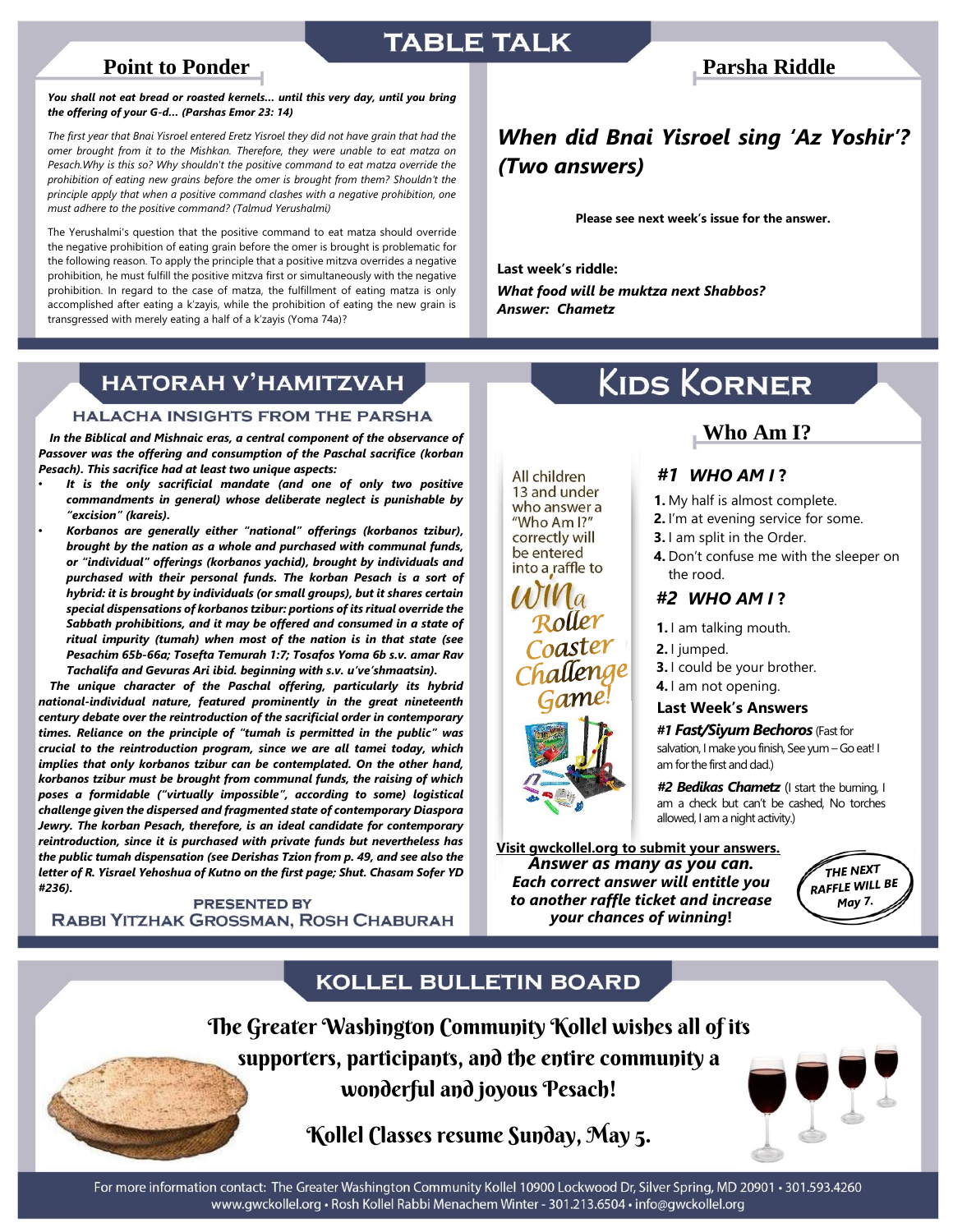# TABLE TALK

## Point to Ponder

***You shall not eat bread or roasted kernels... until this very day, until you bring the offering of your G-d... (Parshas Emor 23: 14)***

*The first year that Bnai Yisroel entered Eretz Yisroel they did not have grain that had the omer brought from it to the Mishkan. Therefore, they were unable to eat matza on Pesach.Why is this so? Why shouldn't the positive command to eat matza override the prohibition of eating new grains before the omer is brought from them? Shouldn't the principle apply that when a positive command clashes with a negative prohibition, one must adhere to the positive command? (Talmud Yerushalmi)*

The Yerushalmi's question that the positive command to eat matza should override the negative prohibition of eating grain before the omer is brought is problematic for the following reason. To apply the principle that a positive mitzva overrides a negative prohibition, he must fulfill the positive mitzva first or simultaneously with the negative prohibition. In regard to the case of matza, the fulfillment of eating matza is only accomplished after eating a k'zayis, while the prohibition of eating the new grain is transgressed with merely eating a half of a k'zayis (Yoma 74a)?

## Parsha Riddle

***When did Bnai Yisroel sing 'Az Yoshir'? (Two answers)***

**Please see next week's issue for the answer.**

**Last week's riddle:**

***What food will be muktza next Shabbos?***
***Answer: Chametz***

# HATORAH V'HAMITZVAH

## HALACHA INSIGHTS FROM THE PARSHA

***In the Biblical and Mishnaic eras, a central component of the observance of Passover was the offering and consumption of the Paschal sacrifice (korban Pesach). This sacrifice had at least two unique aspects:***

- ***It is the only sacrificial mandate (and one of only two positive commandments in general) whose deliberate neglect is punishable by "excision" (kareis).***
- ***Korbanos are generally either "national" offerings (korbanos tzibur), brought by the nation as a whole and purchased with communal funds, or "individual" offerings (korbanos yachid), brought by individuals and purchased with their personal funds. The korban Pesach is a sort of hybrid: it is brought by individuals (or small groups), but it shares certain special dispensations of korbanos tzibur: portions of its ritual override the Sabbath prohibitions, and it may be offered and consumed in a state of ritual impurity (tumah) when most of the nation is in that state (see Pesachim 65b-66a; Tosefta Temurah 1:7; Tosafos Yoma 6b s.v. amar Rav Tachalifa and Gevuras Ari ibid. beginning with s.v. u've'shmaatsin).***

***The unique character of the Paschal offering, particularly its hybrid national-individual nature, featured prominently in the great nineteenth century debate over the reintroduction of the sacrificial order in contemporary times. Reliance on the principle of "tumah is permitted in the public" was crucial to the reintroduction program, since we are all tamei today, which implies that only korbanos tzibur can be contemplated. On the other hand, korbanos tzibur must be brought from communal funds, the raising of which poses a formidable ("virtually impossible", according to some) logistical challenge given the dispersed and fragmented state of contemporary Diaspora Jewry. The korban Pesach, therefore, is an ideal candidate for contemporary reintroduction, since it is purchased with private funds but nevertheless has the public tumah dispensation (see Derishas Tzion from p. 49, and see also the letter of R. Yisrael Yehoshua of Kutno on the first page; Shut. Chasam Sofer YD #236).***

PRESENTED BY
RABBI YITZHAK GROSSMAN, ROSH CHABURAH

# KIDS KORNER

## Who Am I?

All children 13 and under who answer a "Who Am I?" correctly will be entered into a raffle to

Win a Roller Coaster Challenge Game!

### #1 WHO AM I ?

1. My half is almost complete.
2. I'm at evening service for some.
3. I am split in the Order.
4. Don't confuse me with the sleeper on the rood.

### #2 WHO AM I ?

1. I am talking mouth.
2. I jumped.
3. I could be your brother.
4. I am not opening.

### Last Week's Answers

***#1 Fast/Siyum Bechoros*** (Fast for salvation, I make you finish, See yum – Go eat! I am for the first and dad.)

***#2 Bedikas Chametz*** (I start the burning, I am a check but can't be cashed, No torches allowed, I am a night activity.)

**Visit gwckollel.org to submit your answers.**

***Answer as many as you can. Each correct answer will entitle you to another raffle ticket and increase your chances of winning!***

*THE NEXT RAFFLE WILL BE May 7.*

# KOLLEL BULLETIN BOARD

The Greater Washington Community Kollel wishes all of its supporters, participants, and the entire community a wonderful and joyous Pesach!

Kollel Classes resume Sunday, May 5.

For more information contact: The Greater Washington Community Kollel 10900 Lockwood Dr, Silver Spring, MD 20901 • 301.593.4260
www.gwckollel.org • Rosh Kollel Rabbi Menachem Winter - 301.213.6504 • info@gwckollel.org